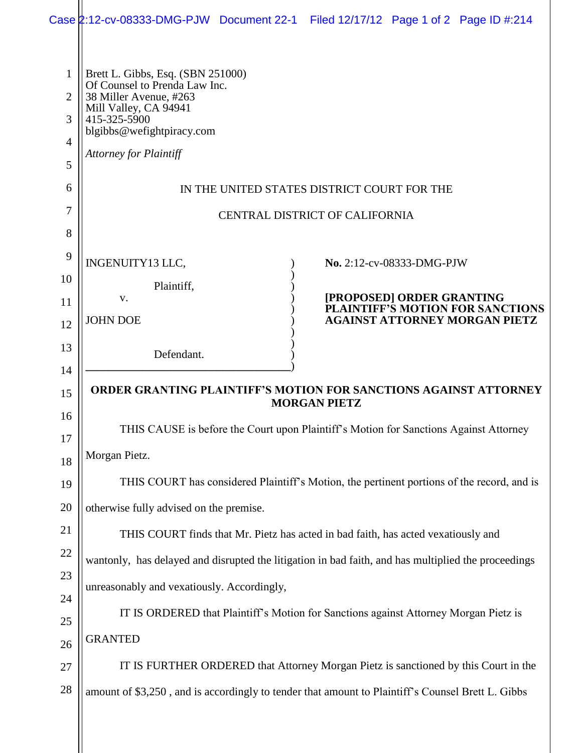Brett L. Gibbs, Esq. (SBN 251000)
Of Counsel to Prenda Law Inc.
38 Miller Avenue, #263
Mill Valley, CA 94941
415-325-5900
blgibbs@wefightpiracy.com

*Attorney for Plaintiff*

IN THE UNITED STATES DISTRICT COURT FOR THE

CENTRAL DISTRICT OF CALIFORNIA

| | |
|---|---|
| INGENUITY13 LLC,<br><br>Plaintiff,<br><br>v.<br><br>JOHN DOE<br><br>Defendant. | **No.** 2:12-cv-08333-DMG-PJW<br><br>**[PROPOSED] ORDER GRANTING PLAINTIFF'S MOTION FOR SANCTIONS AGAINST ATTORNEY MORGAN PIETZ** |

**ORDER GRANTING PLAINTIFF'S MOTION FOR SANCTIONS AGAINST ATTORNEY MORGAN PIETZ**

THIS CAUSE is before the Court upon Plaintiff's Motion for Sanctions Against Attorney Morgan Pietz.

THIS COURT has considered Plaintiff's Motion, the pertinent portions of the record, and is otherwise fully advised on the premise.

THIS COURT finds that Mr. Pietz has acted in bad faith, has acted vexatiously and wantonly, has delayed and disrupted the litigation in bad faith, and has multiplied the proceedings unreasonably and vexatiously. Accordingly,

IT IS ORDERED that Plaintiff's Motion for Sanctions against Attorney Morgan Pietz is GRANTED

IT IS FURTHER ORDERED that Attorney Morgan Pietz is sanctioned by this Court in the amount of $3,250 , and is accordingly to tender that amount to Plaintiff's Counsel Brett L. Gibbs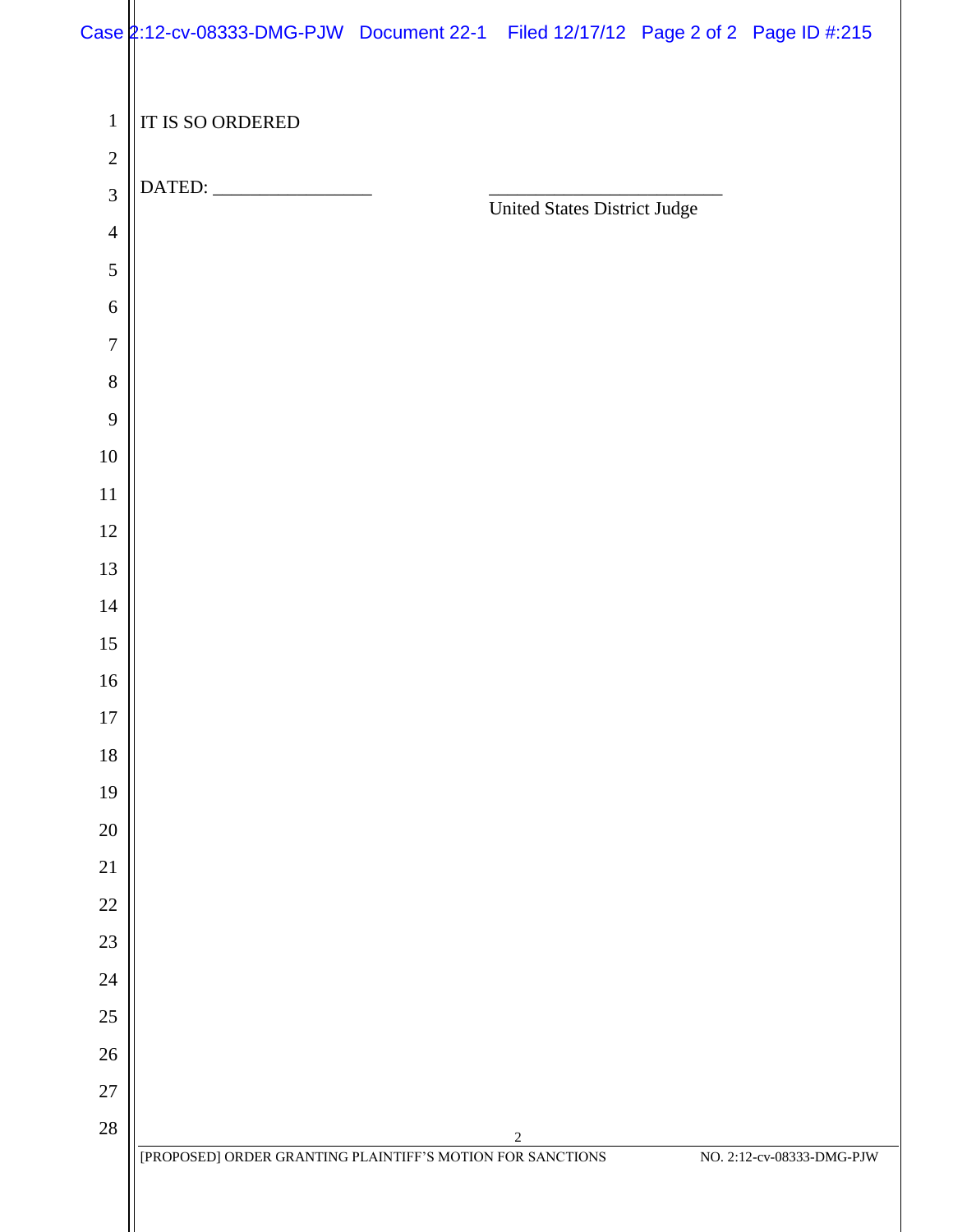IT IS SO ORDERED

DATED: ________________ ________________________

United States District Judge